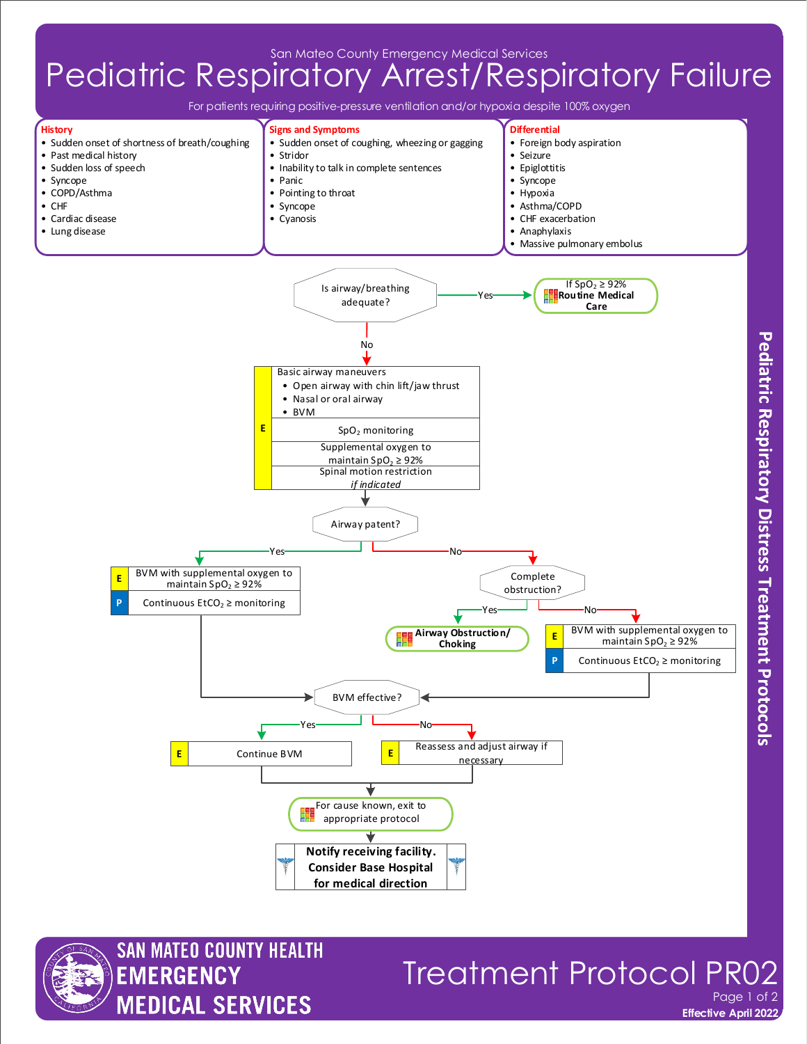San Mateo County Emergency Medical Services

# Pediatric Respiratory Arrest/Respiratory Failure

For patients requiring positive-pressure ventilation and/or hypoxia despite 100% oxygen

**History**
- Sudden onset of shortness of breath/coughing
- Past medical history
- Sudden loss of speech
- Syncope
- COPD/Asthma
- CHF
- Cardiac disease
- Lung disease

**Signs and Symptoms**
- Sudden onset of coughing, wheezing or gagging
- Stridor
- Inability to talk in complete sentences
- Panic
- Pointing to throat
- Syncope
- Cyanosis

**Differential**
- Foreign body aspiration
- Seizure
- Epiglottitis
- Syncope
- Hypoxia
- Asthma/COPD
- CHF exacerbation
- Anaphylaxis
- Massive pulmonary embolus

---

**Is airway/breathing adequate?**

- **Yes** → If $SpO_2 \geq 92\%$ **Routine Medical Care**
- **No** →
  - **E** Basic airway maneuvers
    - Open airway with chin lift/jaw thrust
    - Nasal or oral airway
    - BVM
  - **E** $SpO_2$ monitoring
  - **E** Supplemental oxygen to maintain $SpO_2 \geq 92\%$
  - **E** Spinal motion restriction *if indicated*

**Airway patent?**

- **Yes** →
  - **E** BVM with supplemental oxygen to maintain $SpO_2 \geq 92\%$
  - **P** Continuous $EtCO_2 \geq$ monitoring
  - → BVM effective?
- **No** → **Complete obstruction?**
  - **Yes** → **Airway Obstruction/ Choking**
  - **No** →
    - **E** BVM with supplemental oxygen to maintain $SpO_2 \geq 92\%$
    - **P** Continuous $EtCO_2 \geq$ monitoring
    - → BVM effective?

**BVM effective?**

- **Yes** → **E** Continue BVM
- **No** → **E** Reassess and adjust airway if necessary

For cause known, exit to appropriate protocol

**Notify receiving facility. Consider Base Hospital for medical direction**

Pediatric Respiratory Distress Treatment Protocols

SAN MATEO COUNTY HEALTH EMERGENCY MEDICAL SERVICES

Treatment Protocol PR02

Effective April 2022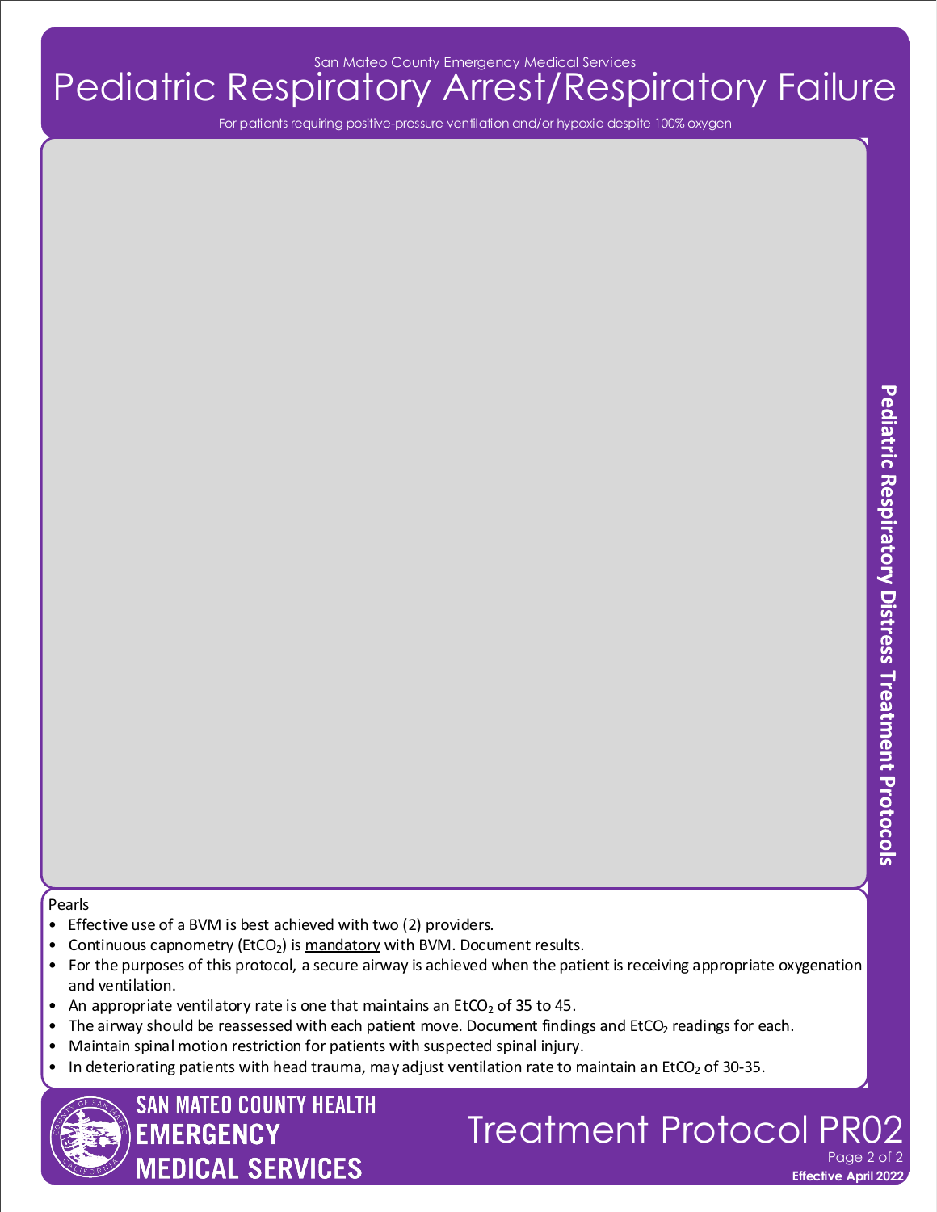San Mateo County Emergency Medical Services

# Pediatric Respiratory Arrest/Respiratory Failure

For patients requiring positive-pressure ventilation and/or hypoxia despite 100% oxygen

Pearls

- Effective use of a BVM is best achieved with two (2) providers.
- Continuous capnometry ($EtCO_2$) is mandatory with BVM. Document results.
- For the purposes of this protocol, a secure airway is achieved when the patient is receiving appropriate oxygenation and ventilation.
- An appropriate ventilatory rate is one that maintains an $EtCO_2$ of 35 to 45.
- The airway should be reassessed with each patient move. Document findings and $EtCO_2$ readings for each.
- Maintain spinal motion restriction for patients with suspected spinal injury.
- In deteriorating patients with head trauma, may adjust ventilation rate to maintain an $EtCO_2$ of 30-35.

Pediatric Respiratory Distress Treatment Protocols

SAN MATEO COUNTY HEALTH EMERGENCY MEDICAL SERVICES

Treatment Protocol PR02

Effective April 2022